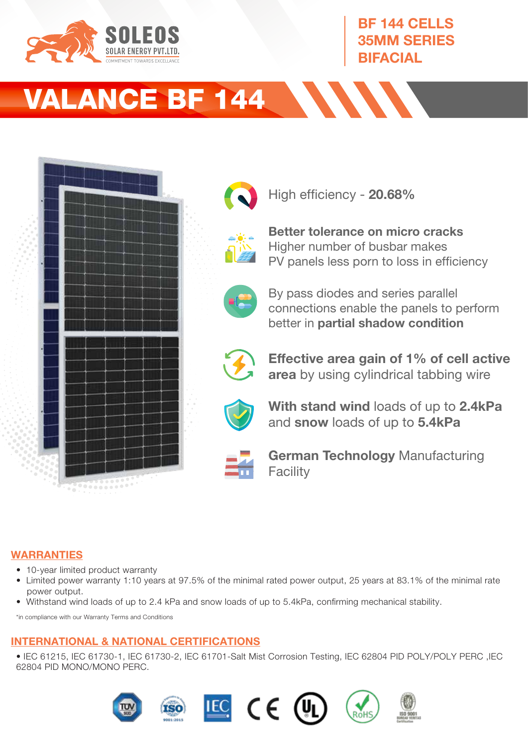SOLEOS
SOLAR ENERGY PVT.LTD.
COMMITMENT TOWARDS EXCELLANCE

BF 144 CELLS
35MM SERIES
BIFACIAL

# VALANCE BF 144

High efficiency - **20.68%**

**Better tolerance on micro cracks**
Higher number of busbar makes PV panels less porn to loss in efficiency

By pass diodes and series parallel connections enable the panels to perform better in **partial shadow condition**

**Effective area gain of 1% of cell active area** by using cylindrical tabbing wire

**With stand wind** loads of up to **2.4kPa** and **snow** loads of up to **5.4kPa**

**German Technology** Manufacturing Facility

## WARRANTIES

- 10-year limited product warranty
- Limited power warranty 1:10 years at 97.5% of the minimal rated power output, 25 years at 83.1% of the minimal rate power output.
- Withstand wind loads of up to 2.4 kPa and snow loads of up to 5.4kPa, confirming mechanical stability.

*in compliance with our Warranty Terms and Conditions

## INTERNATIONAL & NATIONAL CERTIFICATIONS

• IEC 61215, IEC 61730-1, IEC 61730-2, IEC 61701-Salt Mist Corrosion Testing, IEC 62804 PID POLY/POLY PERC ,IEC 62804 PID MONO/MONO PERC.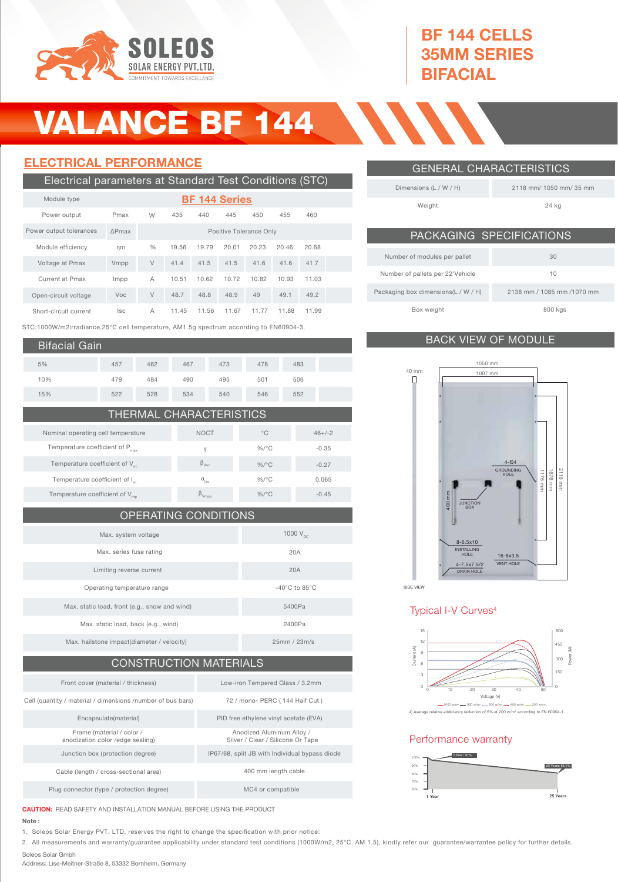SOLEOS
SOLAR ENERGY PVT.LTD.
COMMITMENT TOWARDS EXCELLANCE

# BF 144 CELLS
# 35MM SERIES
# BIFACIAL

# VALANCE BF 144

## ELECTRICAL PERFORMANCE

### Electrical parameters at Standard Test Conditions (STC)

| Module type | | | BF 144 Series | | | | | |
|---|---|---|---|---|---|---|---|---|
| Power output | Pmax | W | 435 | 440 | 445 | 450 | 455 | 460 |
| Power output tolerances | ΔPmax | | Positive Tolerance Only | | | | | |
| Module efficiency | ηm | % | 19.56 | 19.79 | 20.01 | 20.23 | 20.46 | 20.68 |
| Voltage at Pmax | Vmpp | V | 41.4 | 41.5 | 41.5 | 41.6 | 41.6 | 41.7 |
| Current at Pmax | Impp | A | 10.51 | 10.62 | 10.72 | 10.82 | 10.93 | 11.03 |
| Open-circuit voltage | Voc | V | 48.7 | 48.8 | 48.9 | 49 | 49.1 | 49.2 |
| Short-circuit current | Isc | A | 11.45 | 11.56 | 11.67 | 11.77 | 11.88 | 11.99 |

STC:1000W/m2irradiance,25°C cell temperature, AM1.5g spectrum according to EN60904-3.

### Bifacial Gain

| | | | | | | |
|---|---|---|---|---|---|---|
| 5% | 457 | 462 | 467 | 473 | 478 | 483 |
| 10% | 479 | 484 | 490 | 495 | 501 | 506 |
| 15% | 522 | 528 | 534 | 540 | 546 | 552 |

### THERMAL CHARACTERISTICS

| | | | |
|---|---|---|---|
| Nominal operating cell temperature | NOCT | °C | 46+/-2 |
| Temperature coefficient of $P_{max}$ | γ | %/°C | -0.35 |
| Temperature coefficient of $V_{oc}$ | $\beta_{Voc}$ | %/°C | -0.27 |
| Temperature coefficient of $I_{sc}$ | $\alpha_{Isc}$ | %/°C | 0.065 |
| Temperature coefficient of $V_{mp}$ | $\beta_{Vmpp}$ | %/°C | -0.45 |

### OPERATING CONDITIONS

| | |
|---|---|
| Max. system voltage | 1000 $V_{DC}$ |
| Max. series fuse rating | 20A |
| Limiting reverse current | 20A |
| Operating temperature range | -40°C to 85°C |
| Max. static load, front (e.g., snow and wind) | 5400Pa |
| Max. static load, back (e.g., wind) | 2400Pa |
| Max. hailstone impact(diameter / velocity) | 25mm / 23m/s |

### CONSTRUCTION MATERIALS

| | |
|---|---|
| Front cover (material / thickness) | Low-iron Tempered Glass / 3.2mm |
| Cell (quantity / material / dimensions /number of bus bars) | 72 / mono- PERC ( 144 Half Cut ) |
| Encapsulate(material) | PID free ethylene vinyl acetate (EVA) |
| Frame (material / color / anodization color /edge sealing) | Anodized Aluminum Alloy / Silver / Clear / Silicone Or Tape |
| Junction box (protection degree) | IP67/68, split JB with Individual bypass diode |
| Cable (length / cross-sectional area) | 400 mm length cable |
| Plug connector (type / protection degree) | MC4 or compatible |

### GENERAL CHARACTERISTICS

| | |
|---|---|
| Dimensions (L / W / H) | 2118 mm/ 1050 mm/ 35 mm |
| Weight | 24 kg |

### PACKAGING SPECIFICATIONS

| | |
|---|---|
| Number of modules per pallet | 30 |
| Number of pallets per 22'Vehicle | 10 |
| Packaging box dimensions(L / W / H) | 2138 mm / 1085 mm /1070 mm |
| Box weight | 800 kgs |

### BACK VIEW OF MODULE

40 mm
1050 mm
1007 mm
4-Ф4
GROUNDING HOLE
1176 mm
1676 mm
2118 mm
400 mm
JUNCTION BOX
8-6.5x10
INSTALLING HOLE
16-8x3.5
VENT HOLE
4-7.5x7.5/2
DRAIN HOLE
SIDE VIEW

### Typical I-V Curves[4]

Current (A)
Power (W)
Voltage (V)
1000 w/m², 800 w/m², 600 w/m², 400 w/m², 200 w/m²

4) Average relative eddiciency reduction of 5% at 200 w/m² according to EN 60904-1

### Performance warranty

1 Year : 97%
25 Years: 83.1%
1 Year
25 Years

**CAUTION:** READ SAFETY AND INSTALLATION MANUAL BEFORE USING THE PRODUCT

**Note :**

1. Soleos Solar Energy PVT. LTD. reserves the right to change the specification with prior notice:
2. All measurements and warranty/guarantee applicability under standard test conditions (1000W/m2, 25°C. AM 1.5), kindly refer our guarantee/warrantee policy for further details.

Soleos Solar Gmbh
Address: Lise-Meitner-Straße 8, 53332 Bornheim, Germany